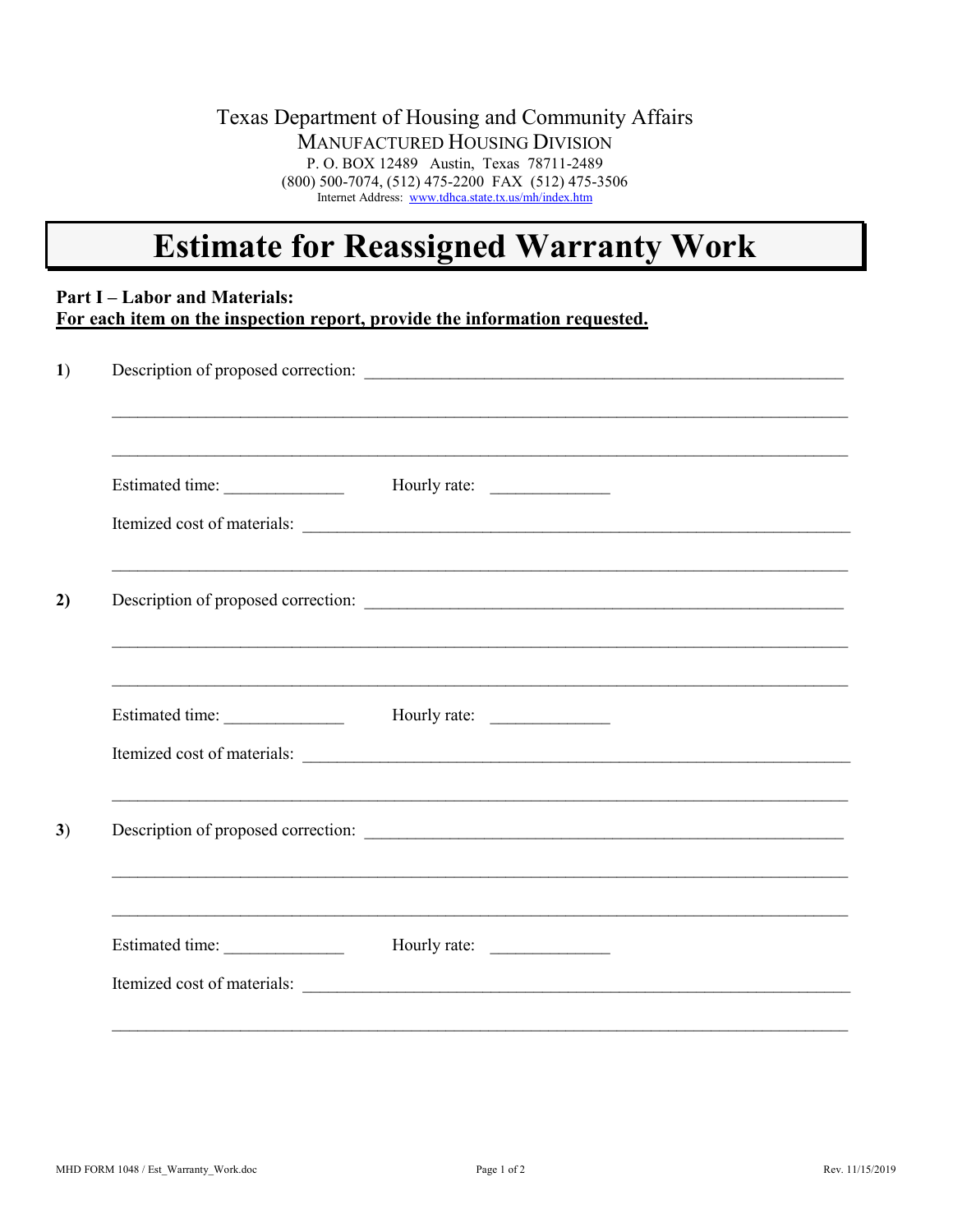Texas Department of Housing and Community Affairs
MANUFACTURED HOUSING DIVISION
P. O. BOX 12489 Austin, Texas 78711-2489
(800) 500-7074, (512) 475-2200 FAX (512) 475-3506
Internet Address: www.tdhca.state.tx.us/mh/index.htm

# Estimate for Reassigned Warranty Work

**Part I – Labor and Materials:**
**For each item on the inspection report, provide the information requested.**

**1)** Description of proposed correction: ____________________________________________

______________________________________________________________________

______________________________________________________________________

Estimated time: ______________ Hourly rate: ______________

Itemized cost of materials: ____________________________________________

______________________________________________________________________

**2)** Description of proposed correction: ____________________________________________

______________________________________________________________________

______________________________________________________________________

Estimated time: ______________ Hourly rate: ______________

Itemized cost of materials: ____________________________________________

______________________________________________________________________

**3)** Description of proposed correction: ____________________________________________

______________________________________________________________________

______________________________________________________________________

Estimated time: ______________ Hourly rate: ______________

Itemized cost of materials: ____________________________________________

______________________________________________________________________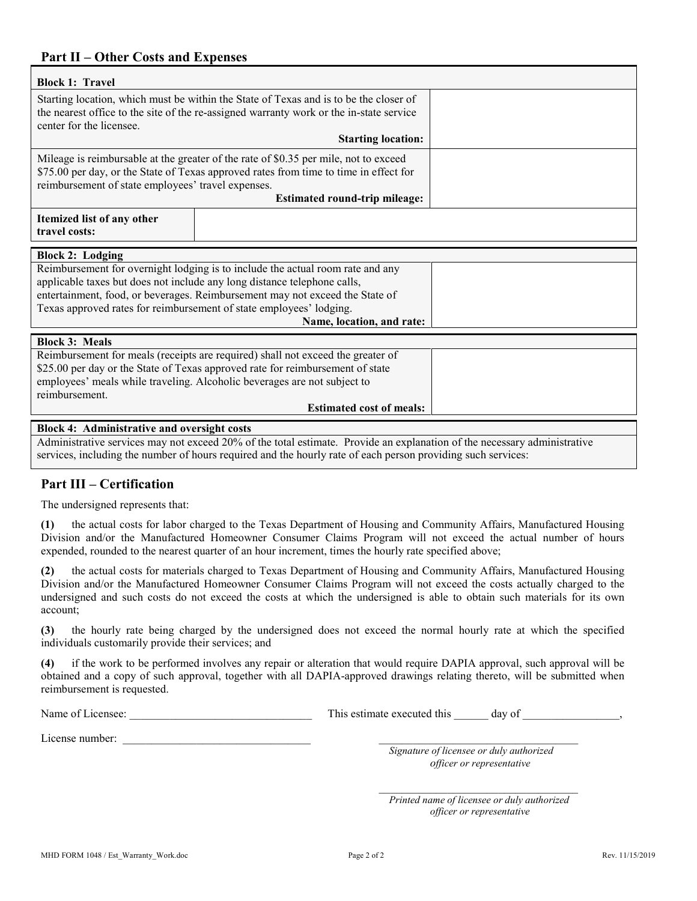## Part II – Other Costs and Expenses

| **Block 1: Travel** | |
|---|---|
| Starting location, which must be within the State of Texas and is to be the closer of the nearest office to the site of the re-assigned warranty work or the in-state service center for the licensee. **Starting location:** | |
| Mileage is reimbursable at the greater of the rate of $0.35 per mile, not to exceed $75.00 per day, or the State of Texas approved rates from time to time in effect for reimbursement of state employees' travel expenses. **Estimated round-trip mileage:** | |
| **Itemized list of any other travel costs:** | |

| **Block 2: Lodging** | |
|---|---|
| Reimbursement for overnight lodging is to include the actual room rate and any applicable taxes but does not include any long distance telephone calls, entertainment, food, or beverages. Reimbursement may not exceed the State of Texas approved rates for reimbursement of state employees' lodging. **Name, location, and rate:** | |

| **Block 3: Meals** | |
|---|---|
| Reimbursement for meals (receipts are required) shall not exceed the greater of $25.00 per day or the State of Texas approved rate for reimbursement of state employees' meals while traveling. Alcoholic beverages are not subject to reimbursement. **Estimated cost of meals:** | |

| **Block 4: Administrative and oversight costs** |
|---|
| Administrative services may not exceed 20% of the total estimate. Provide an explanation of the necessary administrative services, including the number of hours required and the hourly rate of each person providing such services: |

## Part III – Certification

The undersigned represents that:

**(1)** the actual costs for labor charged to the Texas Department of Housing and Community Affairs, Manufactured Housing Division and/or the Manufactured Homeowner Consumer Claims Program will not exceed the actual number of hours expended, rounded to the nearest quarter of an hour increment, times the hourly rate specified above;

**(2)** the actual costs for materials charged to Texas Department of Housing and Community Affairs, Manufactured Housing Division and/or the Manufactured Homeowner Consumer Claims Program will not exceed the costs actually charged to the undersigned and such costs do not exceed the costs at which the undersigned is able to obtain such materials for its own account;

**(3)** the hourly rate being charged by the undersigned does not exceed the normal hourly rate at which the specified individuals customarily provide their services; and

**(4)** if the work to be performed involves any repair or alteration that would require DAPIA approval, such approval will be obtained and a copy of such approval, together with all DAPIA-approved drawings relating thereto, will be submitted when reimbursement is requested.

Name of Licensee: ________________________________ This estimate executed this ______ day of _________________,

License number: ________________________________

_____________________________________
*Signature of licensee or duly authorized officer or representative*

_____________________________________
*Printed name of licensee or duly authorized officer or representative*

MHD FORM 1048 / Est_Warranty_Work.doc Rev. 11/15/2019